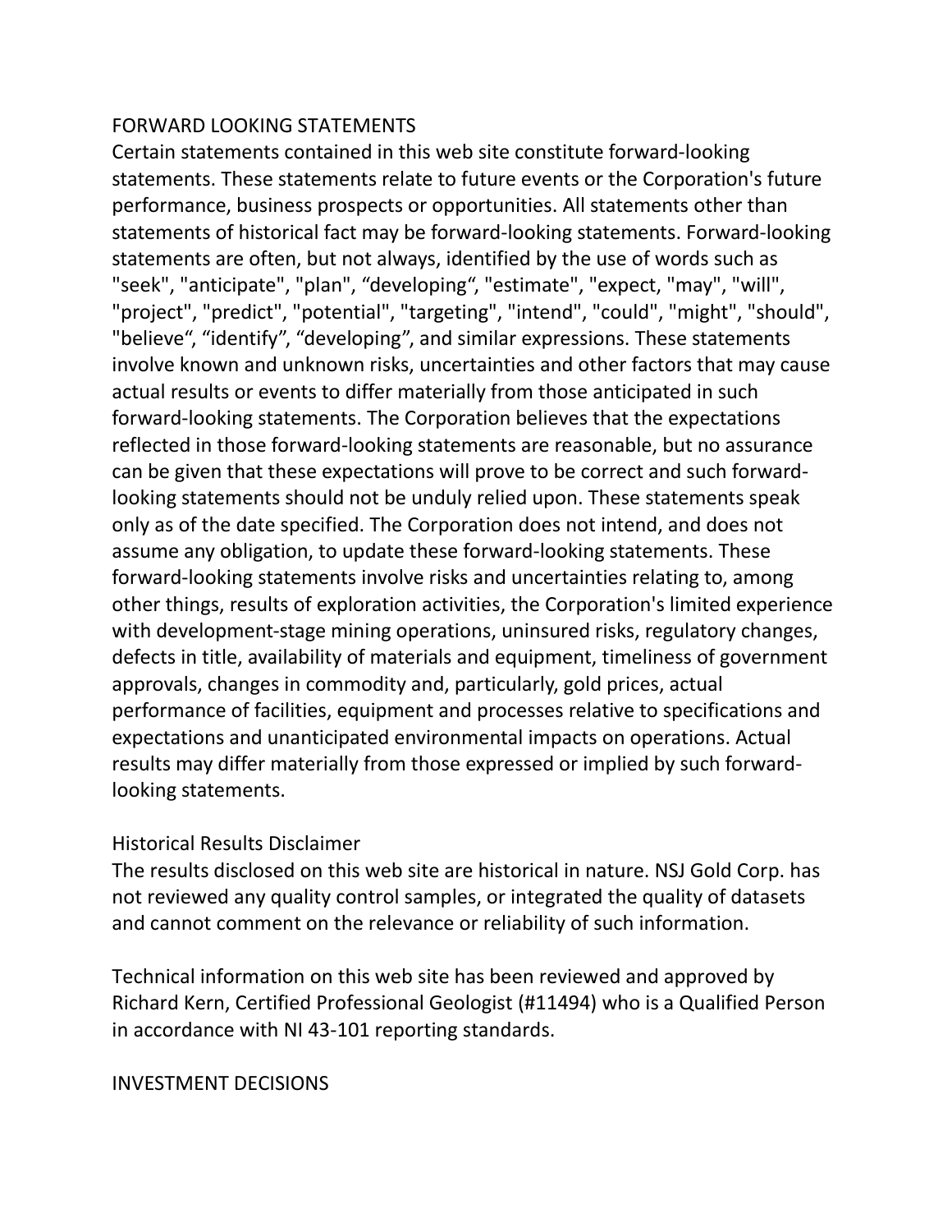## FORWARD LOOKING STATEMENTS

Certain statements contained in this web site constitute forward-looking statements. These statements relate to future events or the Corporation's future performance, business prospects or opportunities. All statements other than statements of historical fact may be forward-looking statements. Forward-looking statements are often, but not always, identified by the use of words such as "seek", "anticipate", "plan", "developing", "estimate", "expect, "may", "will", "project", "predict", "potential", "targeting", "intend", "could", "might", "should", "believe", "identify", "developing", and similar expressions. These statements involve known and unknown risks, uncertainties and other factors that may cause actual results or events to differ materially from those anticipated in such forward-looking statements. The Corporation believes that the expectations reflected in those forward-looking statements are reasonable, but no assurance can be given that these expectations will prove to be correct and such forward-looking statements should not be unduly relied upon. These statements speak only as of the date specified. The Corporation does not intend, and does not assume any obligation, to update these forward-looking statements. These forward-looking statements involve risks and uncertainties relating to, among other things, results of exploration activities, the Corporation's limited experience with development-stage mining operations, uninsured risks, regulatory changes, defects in title, availability of materials and equipment, timeliness of government approvals, changes in commodity and, particularly, gold prices, actual performance of facilities, equipment and processes relative to specifications and expectations and unanticipated environmental impacts on operations. Actual results may differ materially from those expressed or implied by such forward-looking statements.

## Historical Results Disclaimer

The results disclosed on this web site are historical in nature. NSJ Gold Corp. has not reviewed any quality control samples, or integrated the quality of datasets and cannot comment on the relevance or reliability of such information.

Technical information on this web site has been reviewed and approved by Richard Kern, Certified Professional Geologist (#11494) who is a Qualified Person in accordance with NI 43-101 reporting standards.

## INVESTMENT DECISIONS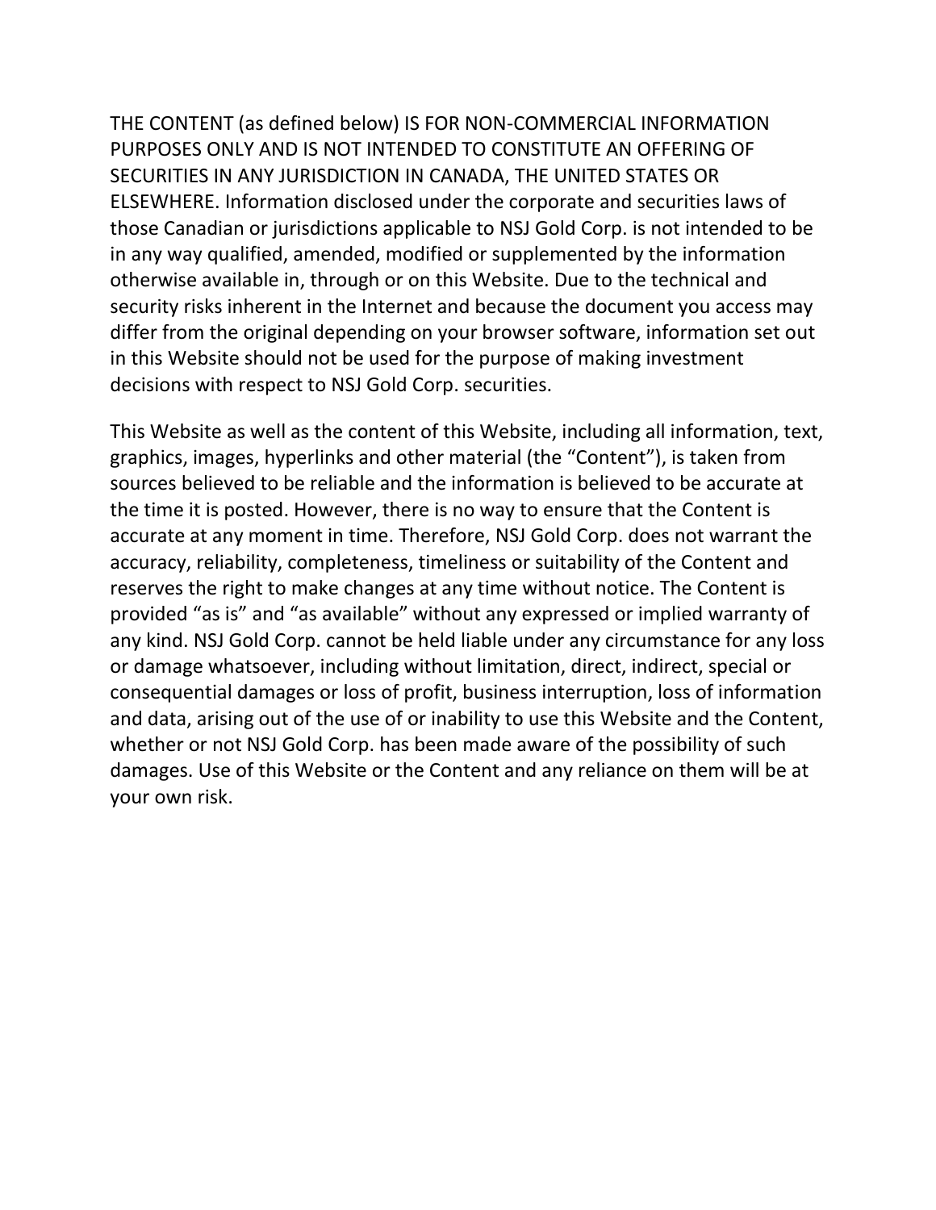THE CONTENT (as defined below) IS FOR NON-COMMERCIAL INFORMATION PURPOSES ONLY AND IS NOT INTENDED TO CONSTITUTE AN OFFERING OF SECURITIES IN ANY JURISDICTION IN CANADA, THE UNITED STATES OR ELSEWHERE. Information disclosed under the corporate and securities laws of those Canadian or jurisdictions applicable to NSJ Gold Corp. is not intended to be in any way qualified, amended, modified or supplemented by the information otherwise available in, through or on this Website. Due to the technical and security risks inherent in the Internet and because the document you access may differ from the original depending on your browser software, information set out in this Website should not be used for the purpose of making investment decisions with respect to NSJ Gold Corp. securities.

This Website as well as the content of this Website, including all information, text, graphics, images, hyperlinks and other material (the "Content"), is taken from sources believed to be reliable and the information is believed to be accurate at the time it is posted. However, there is no way to ensure that the Content is accurate at any moment in time. Therefore, NSJ Gold Corp. does not warrant the accuracy, reliability, completeness, timeliness or suitability of the Content and reserves the right to make changes at any time without notice. The Content is provided "as is" and "as available" without any expressed or implied warranty of any kind. NSJ Gold Corp. cannot be held liable under any circumstance for any loss or damage whatsoever, including without limitation, direct, indirect, special or consequential damages or loss of profit, business interruption, loss of information and data, arising out of the use of or inability to use this Website and the Content, whether or not NSJ Gold Corp. has been made aware of the possibility of such damages. Use of this Website or the Content and any reliance on them will be at your own risk.